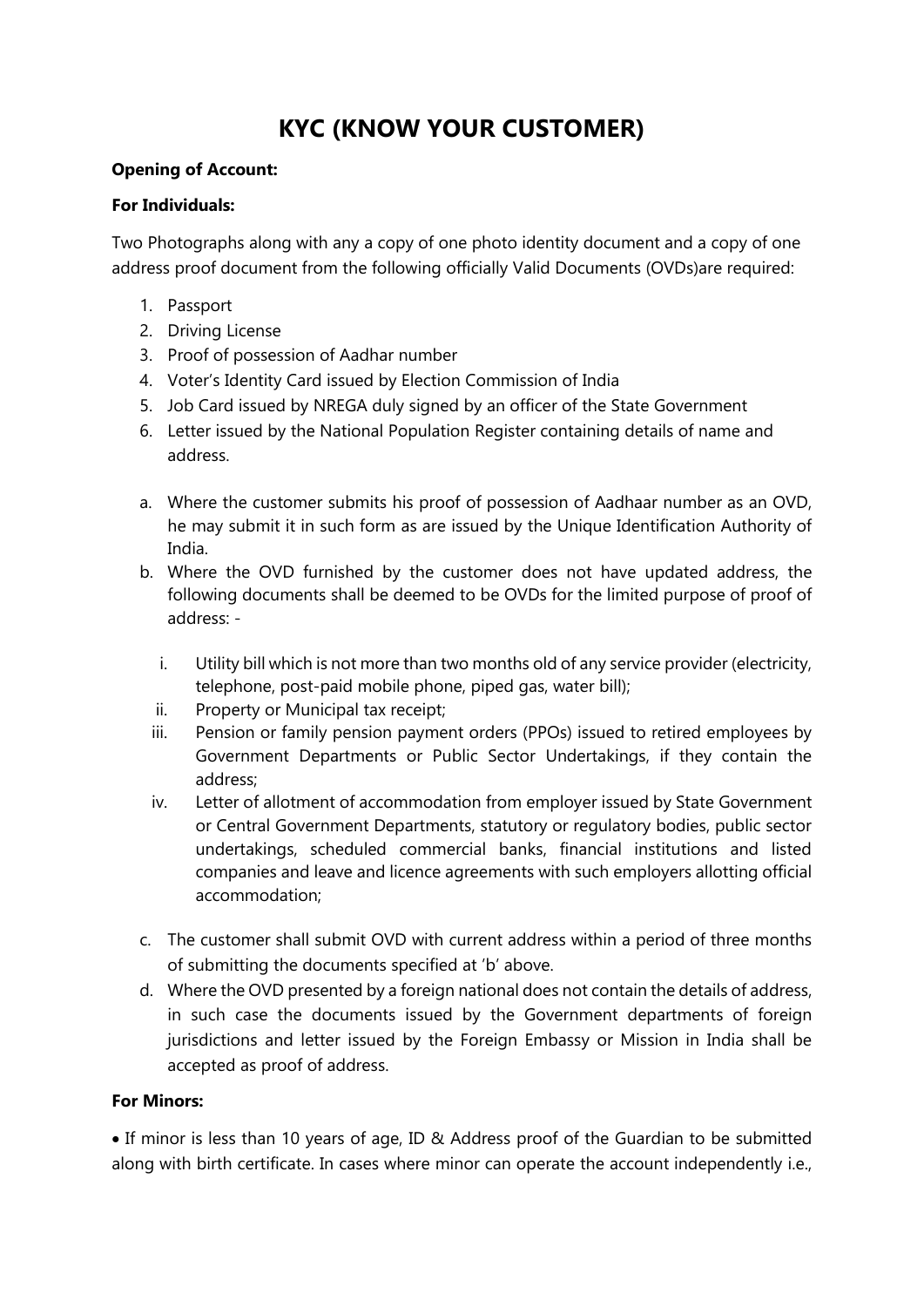# KYC (KNOW YOUR CUSTOMER)

**Opening of Account:**

**For Individuals:**

Two Photographs along with any a copy of one photo identity document and a copy of one address proof document from the following officially Valid Documents (OVDs)are required:

1. Passport
2. Driving License
3. Proof of possession of Aadhar number
4. Voter's Identity Card issued by Election Commission of India
5. Job Card issued by NREGA duly signed by an officer of the State Government
6. Letter issued by the National Population Register containing details of name and address.

a. Where the customer submits his proof of possession of Aadhaar number as an OVD, he may submit it in such form as are issued by the Unique Identification Authority of India.

b. Where the OVD furnished by the customer does not have updated address, the following documents shall be deemed to be OVDs for the limited purpose of proof of address: -

   i. Utility bill which is not more than two months old of any service provider (electricity, telephone, post-paid mobile phone, piped gas, water bill);
   ii. Property or Municipal tax receipt;
   iii. Pension or family pension payment orders (PPOs) issued to retired employees by Government Departments or Public Sector Undertakings, if they contain the address;
   iv. Letter of allotment of accommodation from employer issued by State Government or Central Government Departments, statutory or regulatory bodies, public sector undertakings, scheduled commercial banks, financial institutions and listed companies and leave and licence agreements with such employers allotting official accommodation;

c. The customer shall submit OVD with current address within a period of three months of submitting the documents specified at 'b' above.

d. Where the OVD presented by a foreign national does not contain the details of address, in such case the documents issued by the Government departments of foreign jurisdictions and letter issued by the Foreign Embassy or Mission in India shall be accepted as proof of address.

**For Minors:**

- If minor is less than 10 years of age, ID & Address proof of the Guardian to be submitted along with birth certificate. In cases where minor can operate the account independently i.e.,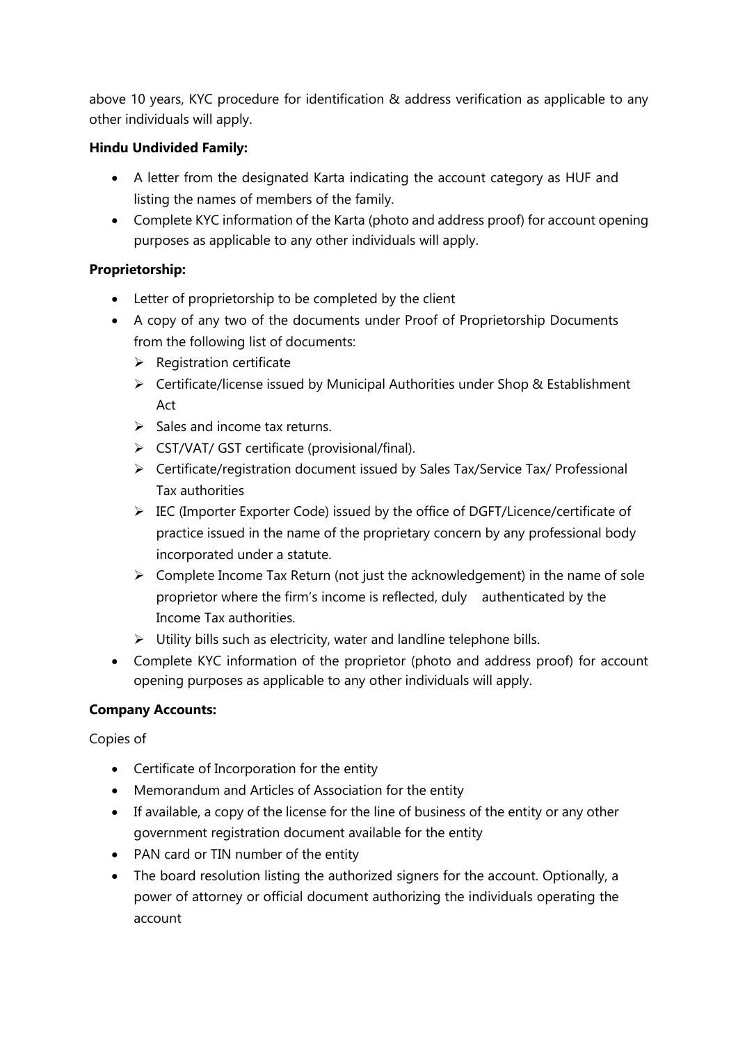above 10 years, KYC procedure for identification & address verification as applicable to any other individuals will apply.

**Hindu Undivided Family:**

- A letter from the designated Karta indicating the account category as HUF and listing the names of members of the family.
- Complete KYC information of the Karta (photo and address proof) for account opening purposes as applicable to any other individuals will apply.

**Proprietorship:**

- Letter of proprietorship to be completed by the client
- A copy of any two of the documents under Proof of Proprietorship Documents from the following list of documents:
  - Registration certificate
  - Certificate/license issued by Municipal Authorities under Shop & Establishment Act
  - Sales and income tax returns.
  - CST/VAT/ GST certificate (provisional/final).
  - Certificate/registration document issued by Sales Tax/Service Tax/ Professional Tax authorities
  - IEC (Importer Exporter Code) issued by the office of DGFT/Licence/certificate of practice issued in the name of the proprietary concern by any professional body incorporated under a statute.
  - Complete Income Tax Return (not just the acknowledgement) in the name of sole proprietor where the firm's income is reflected, duly authenticated by the Income Tax authorities.
  - Utility bills such as electricity, water and landline telephone bills.
- Complete KYC information of the proprietor (photo and address proof) for account opening purposes as applicable to any other individuals will apply.

**Company Accounts:**

Copies of

- Certificate of Incorporation for the entity
- Memorandum and Articles of Association for the entity
- If available, a copy of the license for the line of business of the entity or any other government registration document available for the entity
- PAN card or TIN number of the entity
- The board resolution listing the authorized signers for the account. Optionally, a power of attorney or official document authorizing the individuals operating the account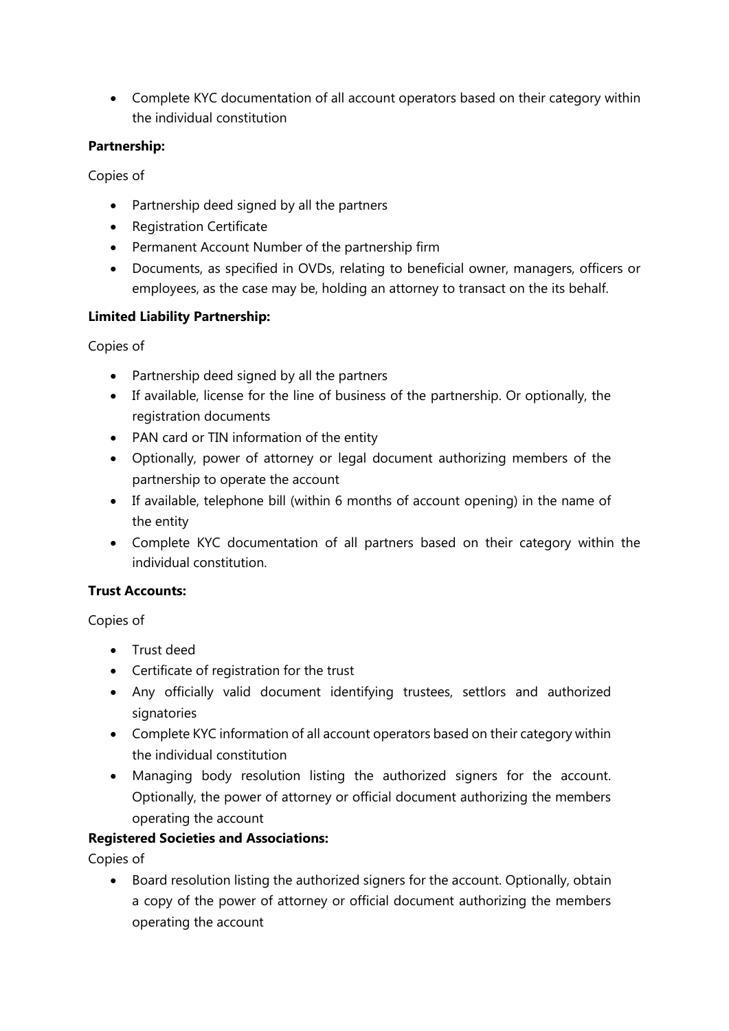- Complete KYC documentation of all account operators based on their category within the individual constitution

**Partnership:**

Copies of

- Partnership deed signed by all the partners
- Registration Certificate
- Permanent Account Number of the partnership firm
- Documents, as specified in OVDs, relating to beneficial owner, managers, officers or employees, as the case may be, holding an attorney to transact on the its behalf.

**Limited Liability Partnership:**

Copies of

- Partnership deed signed by all the partners
- If available, license for the line of business of the partnership. Or optionally, the registration documents
- PAN card or TIN information of the entity
- Optionally, power of attorney or legal document authorizing members of the partnership to operate the account
- If available, telephone bill (within 6 months of account opening) in the name of the entity
- Complete KYC documentation of all partners based on their category within the individual constitution.

**Trust Accounts:**

Copies of

- Trust deed
- Certificate of registration for the trust
- Any officially valid document identifying trustees, settlors and authorized signatories
- Complete KYC information of all account operators based on their category within the individual constitution
- Managing body resolution listing the authorized signers for the account. Optionally, the power of attorney or official document authorizing the members operating the account

**Registered Societies and Associations:**

Copies of

- Board resolution listing the authorized signers for the account. Optionally, obtain a copy of the power of attorney or official document authorizing the members operating the account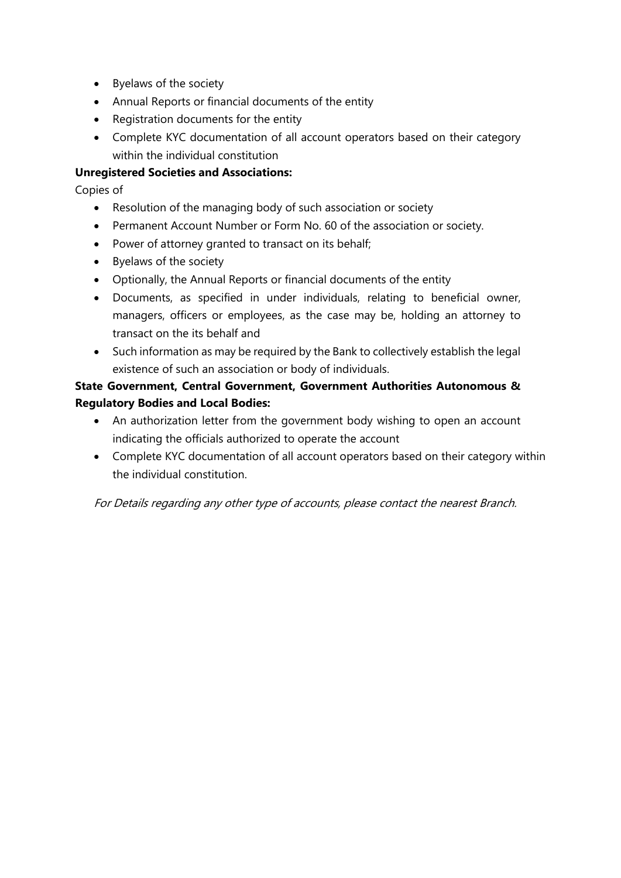- Byelaws of the society
- Annual Reports or financial documents of the entity
- Registration documents for the entity
- Complete KYC documentation of all account operators based on their category within the individual constitution

**Unregistered Societies and Associations:**

Copies of

- Resolution of the managing body of such association or society
- Permanent Account Number or Form No. 60 of the association or society.
- Power of attorney granted to transact on its behalf;
- Byelaws of the society
- Optionally, the Annual Reports or financial documents of the entity
- Documents, as specified in under individuals, relating to beneficial owner, managers, officers or employees, as the case may be, holding an attorney to transact on the its behalf and
- Such information as may be required by the Bank to collectively establish the legal existence of such an association or body of individuals.

**State Government, Central Government, Government Authorities Autonomous & Regulatory Bodies and Local Bodies:**

- An authorization letter from the government body wishing to open an account indicating the officials authorized to operate the account
- Complete KYC documentation of all account operators based on their category within the individual constitution.

*For Details regarding any other type of accounts, please contact the nearest Branch.*